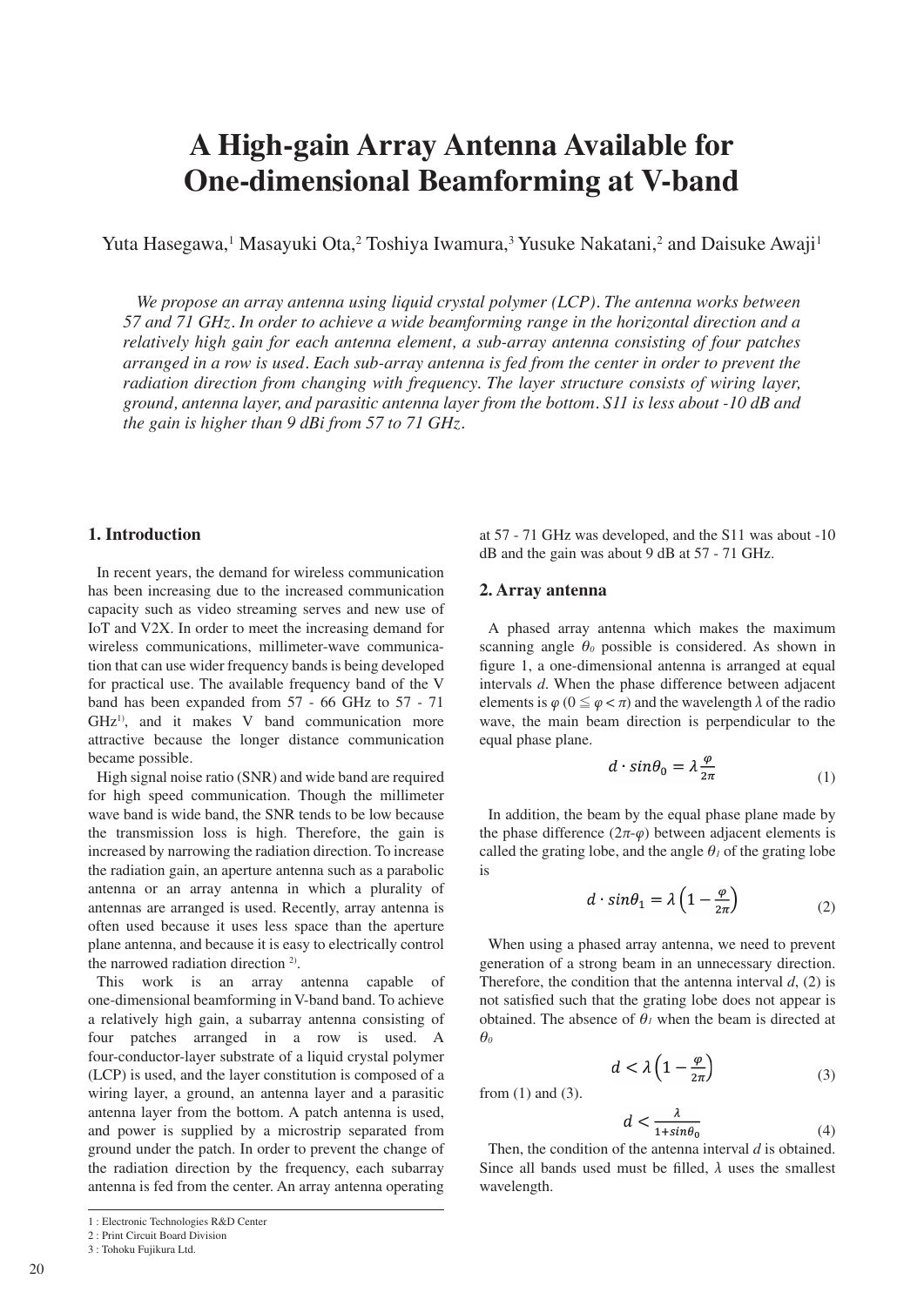# A High-gain Array Antenna Available for One-dimensional Beamforming at V-band

Yuta Hasegawa,[1] Masayuki Ota,[2] Toshiya Iwamura,[3] Yusuke Nakatani,[2] and Daisuke Awaji[1]

*We propose an array antenna using liquid crystal polymer (LCP). The antenna works between 57 and 71 GHz. In order to achieve a wide beamforming range in the horizontal direction and a relatively high gain for each antenna element, a sub-array antenna consisting of four patches arranged in a row is used. Each sub-array antenna is fed from the center in order to prevent the radiation direction from changing with frequency. The layer structure consists of wiring layer, ground, antenna layer, and parasitic antenna layer from the bottom. S11 is less about -10 dB and the gain is higher than 9 dBi from 57 to 71 GHz.*

## 1. Introduction

In recent years, the demand for wireless communication has been increasing due to the increased communication capacity such as video streaming serves and new use of IoT and V2X. In order to meet the increasing demand for wireless communications, millimeter-wave communication that can use wider frequency bands is being developed for practical use. The available frequency band of the V band has been expanded from 57 - 66 GHz to 57 - 71 GHz[1)], and it makes V band communication more attractive because the longer distance communication became possible.

High signal noise ratio (SNR) and wide band are required for high speed communication. Though the millimeter wave band is wide band, the SNR tends to be low because the transmission loss is high. Therefore, the gain is increased by narrowing the radiation direction. To increase the radiation gain, an aperture antenna such as a parabolic antenna or an array antenna in which a plurality of antennas are arranged is used. Recently, array antenna is often used because it uses less space than the aperture plane antenna, and because it is easy to electrically control the narrowed radiation direction [2)].

This work is an array antenna capable of one-dimensional beamforming in V-band band. To achieve a relatively high gain, a subarray antenna consisting of four patches arranged in a row is used. A four-conductor-layer substrate of a liquid crystal polymer (LCP) is used, and the layer constitution is composed of a wiring layer, a ground, an antenna layer and a parasitic antenna layer from the bottom. A patch antenna is used, and power is supplied by a microstrip separated from ground under the patch. In order to prevent the change of the radiation direction by the frequency, each subarray antenna is fed from the center. An array antenna operating at 57 - 71 GHz was developed, and the S11 was about -10 dB and the gain was about 9 dB at 57 - 71 GHz.

## 2. Array antenna

A phased array antenna which makes the maximum scanning angle $\theta_0$ possible is considered. As shown in figure 1, a one-dimensional antenna is arranged at equal intervals $d$. When the phase difference between adjacent elements is $\varphi$ ($0 \leqq \varphi < \pi$) and the wavelength $\lambda$ of the radio wave, the main beam direction is perpendicular to the equal phase plane.

$$d \cdot sin\theta_0 = \lambda \frac{\varphi}{2\pi} \tag{1}$$

In addition, the beam by the equal phase plane made by the phase difference ($2\pi$-$\varphi$) between adjacent elements is called the grating lobe, and the angle $\theta_1$ of the grating lobe is

$$d \cdot sin\theta_1 = \lambda \left(1 - \frac{\varphi}{2\pi}\right) \tag{2}$$

When using a phased array antenna, we need to prevent generation of a strong beam in an unnecessary direction. Therefore, the condition that the antenna interval $d$, (2) is not satisfied such that the grating lobe does not appear is obtained. The absence of $\theta_1$ when the beam is directed at $\theta_0$

$$d < \lambda \left(1 - \frac{\varphi}{2\pi}\right) \tag{3}$$

from (1) and (3).

$$d < \frac{\lambda}{1 + sin\theta_0} \tag{4}$$

Then, the condition of the antenna interval $d$ is obtained. Since all bands used must be filled, $\lambda$ uses the smallest wavelength.

1 : Electronic Technologies R&D Center
2 : Print Circuit Board Division
3 : Tohoku Fujikura Ltd.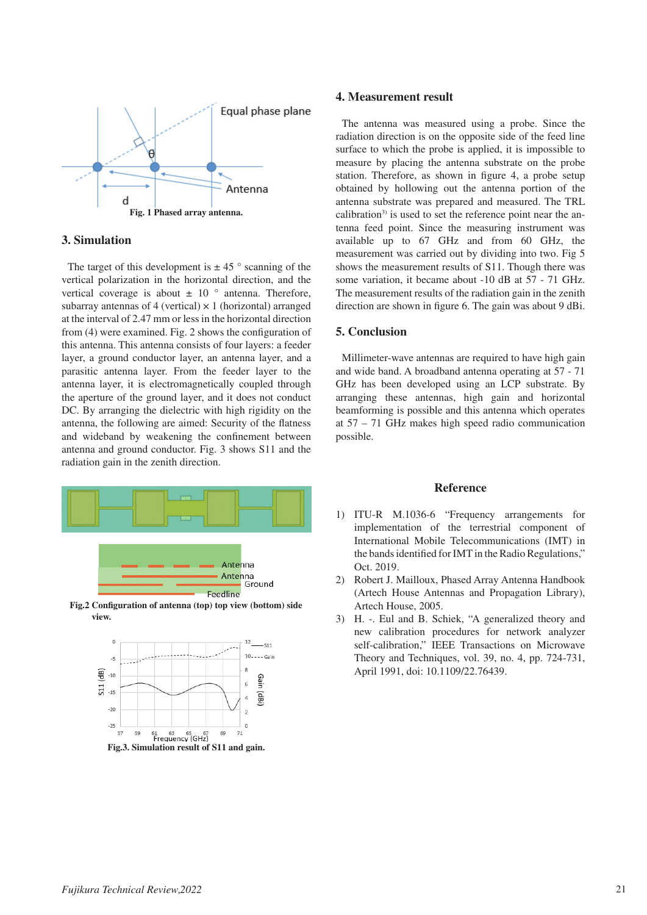Fig. 1 Phased array antenna.

## 3. Simulation

The target of this development is ± 45 ° scanning of the vertical polarization in the horizontal direction, and the vertical coverage is about ± 10 ° antenna. Therefore, subarray antennas of 4 (vertical) × 1 (horizontal) arranged at the interval of 2.47 mm or less in the horizontal direction from (4) were examined. Fig. 2 shows the configuration of this antenna. This antenna consists of four layers: a feeder layer, a ground conductor layer, an antenna layer, and a parasitic antenna layer. From the feeder layer to the antenna layer, it is electromagnetically coupled through the aperture of the ground layer, and it does not conduct DC. By arranging the dielectric with high rigidity on the antenna, the following are aimed: Security of the flatness and wideband by weakening the confinement between antenna and ground conductor. Fig. 3 shows S11 and the radiation gain in the zenith direction.

Fig.2 Configuration of antenna (top) top view (bottom) side view.

Fig.3. Simulation result of S11 and gain.

## 4. Measurement result

The antenna was measured using a probe. Since the radiation direction is on the opposite side of the feed line surface to which the probe is applied, it is impossible to measure by placing the antenna substrate on the probe station. Therefore, as shown in figure 4, a probe setup obtained by hollowing out the antenna portion of the antenna substrate was prepared and measured. The TRL calibration[3] is used to set the reference point near the antenna feed point. Since the measuring instrument was available up to 67 GHz and from 60 GHz, the measurement was carried out by dividing into two. Fig 5 shows the measurement results of S11. Though there was some variation, it became about -10 dB at 57 - 71 GHz. The measurement results of the radiation gain in the zenith direction are shown in figure 6. The gain was about 9 dBi.

## 5. Conclusion

Millimeter-wave antennas are required to have high gain and wide band. A broadband antenna operating at 57 - 71 GHz has been developed using an LCP substrate. By arranging these antennas, high gain and horizontal beamforming is possible and this antenna which operates at 57 – 71 GHz makes high speed radio communication possible.

## Reference

1) ITU-R M.1036-6 "Frequency arrangements for implementation of the terrestrial component of International Mobile Telecommunications (IMT) in the bands identified for IMT in the Radio Regulations," Oct. 2019.
2) Robert J. Mailloux, Phased Array Antenna Handbook (Artech House Antennas and Propagation Library), Artech House, 2005.
3) H. -. Eul and B. Schiek, "A generalized theory and new calibration procedures for network analyzer self-calibration," IEEE Transactions on Microwave Theory and Techniques, vol. 39, no. 4, pp. 724-731, April 1991, doi: 10.1109/22.76439.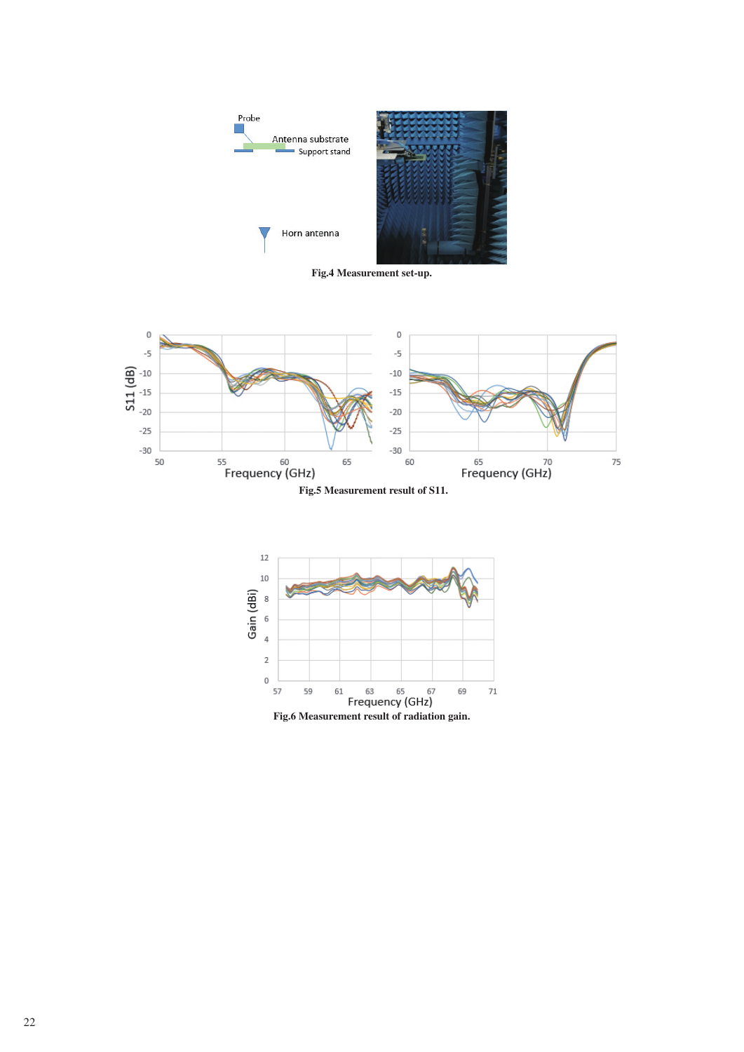Probe

Antenna substrate

Support stand

Horn antenna

Fig.4 Measurement set-up.

0
-5
-10
-15
-20
-25
-30

S11 (dB)

50
55
60
65

Frequency (GHz)

0
-5
-10
-15
-20
-25
-30

60
65
70
75

Frequency (GHz)

Fig.5 Measurement result of S11.

12
10
8
6
4
2
0

Gain (dBi)

57
59
61
63
65
67
69
71

Frequency (GHz)

Fig.6 Measurement result of radiation gain.